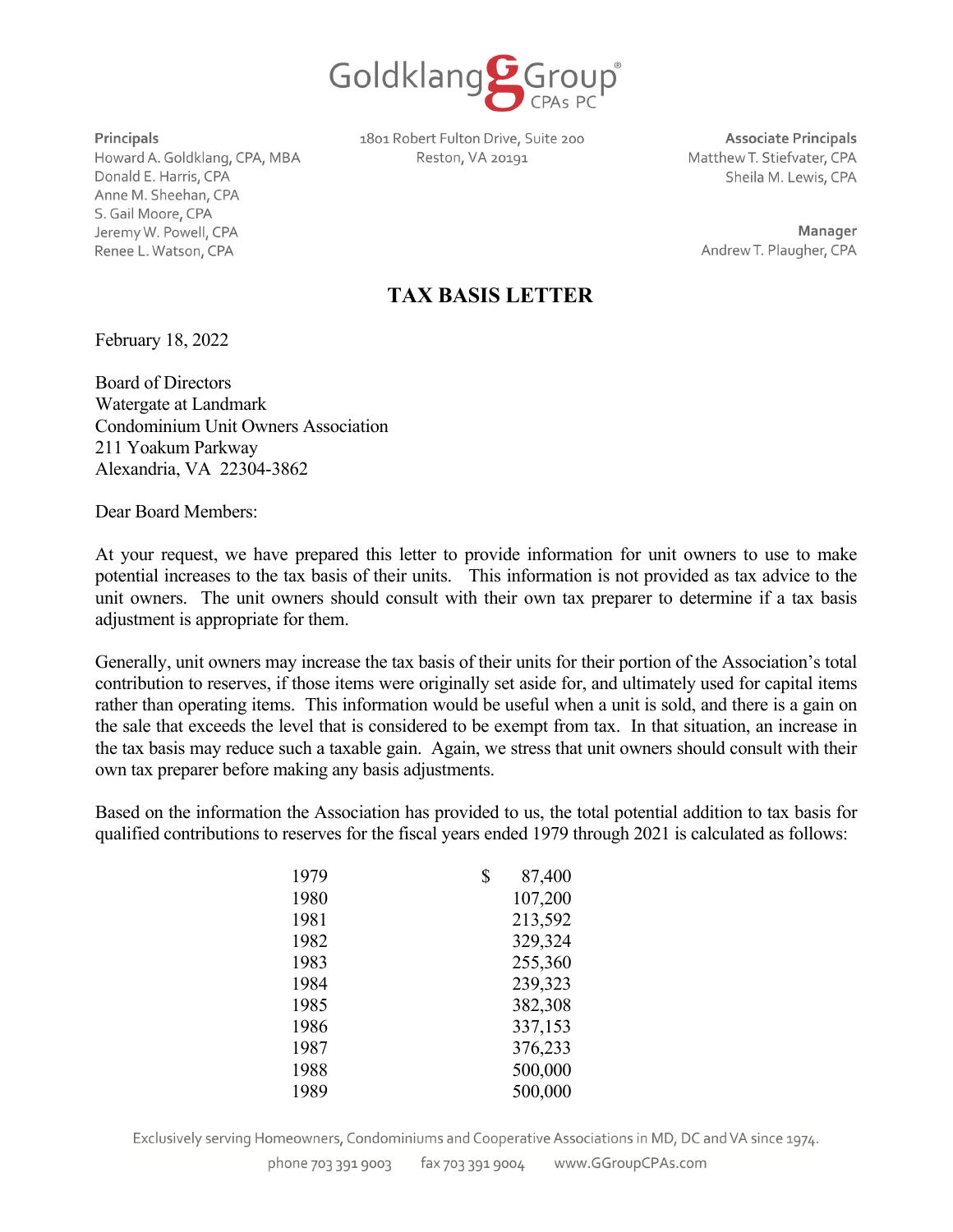Goldklang Group CPAs PC

**Principals**
Howard A. Goldklang, CPA, MBA
Donald E. Harris, CPA
Anne M. Sheehan, CPA
S. Gail Moore, CPA
Jeremy W. Powell, CPA
Renee L. Watson, CPA

1801 Robert Fulton Drive, Suite 200
Reston, VA 20191

**Associate Principals**
Matthew T. Stiefvater, CPA
Sheila M. Lewis, CPA

**Manager**
Andrew T. Plaugher, CPA

# TAX BASIS LETTER

February 18, 2022

Board of Directors
Watergate at Landmark
Condominium Unit Owners Association
211 Yoakum Parkway
Alexandria, VA 22304-3862

Dear Board Members:

At your request, we have prepared this letter to provide information for unit owners to use to make potential increases to the tax basis of their units. This information is not provided as tax advice to the unit owners. The unit owners should consult with their own tax preparer to determine if a tax basis adjustment is appropriate for them.

Generally, unit owners may increase the tax basis of their units for their portion of the Association's total contribution to reserves, if those items were originally set aside for, and ultimately used for capital items rather than operating items. This information would be useful when a unit is sold, and there is a gain on the sale that exceeds the level that is considered to be exempt from tax. In that situation, an increase in the tax basis may reduce such a taxable gain. Again, we stress that unit owners should consult with their own tax preparer before making any basis adjustments.

Based on the information the Association has provided to us, the total potential addition to tax basis for qualified contributions to reserves for the fiscal years ended 1979 through 2021 is calculated as follows:

| Year | Amount |
|---|---|
| 1979 | $ 87,400 |
| 1980 | 107,200 |
| 1981 | 213,592 |
| 1982 | 329,324 |
| 1983 | 255,360 |
| 1984 | 239,323 |
| 1985 | 382,308 |
| 1986 | 337,153 |
| 1987 | 376,233 |
| 1988 | 500,000 |
| 1989 | 500,000 |

Exclusively serving Homeowners, Condominiums and Cooperative Associations in MD, DC and VA since 1974.
phone 703 391 9003 fax 703 391 9004 www.GGroupCPAs.com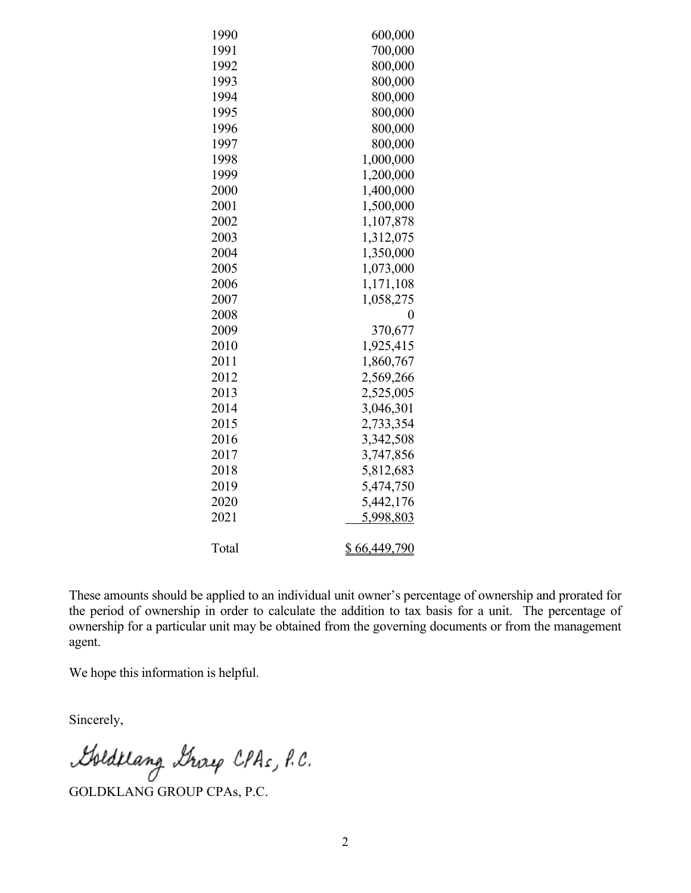| | |
|---|---|
| 1990 | 600,000 |
| 1991 | 700,000 |
| 1992 | 800,000 |
| 1993 | 800,000 |
| 1994 | 800,000 |
| 1995 | 800,000 |
| 1996 | 800,000 |
| 1997 | 800,000 |
| 1998 | 1,000,000 |
| 1999 | 1,200,000 |
| 2000 | 1,400,000 |
| 2001 | 1,500,000 |
| 2002 | 1,107,878 |
| 2003 | 1,312,075 |
| 2004 | 1,350,000 |
| 2005 | 1,073,000 |
| 2006 | 1,171,108 |
| 2007 | 1,058,275 |
| 2008 | 0 |
| 2009 | 370,677 |
| 2010 | 1,925,415 |
| 2011 | 1,860,767 |
| 2012 | 2,569,266 |
| 2013 | 2,525,005 |
| 2014 | 3,046,301 |
| 2015 | 2,733,354 |
| 2016 | 3,342,508 |
| 2017 | 3,747,856 |
| 2018 | 5,812,683 |
| 2019 | 5,474,750 |
| 2020 | 5,442,176 |
| 2021 | 5,998,803 |
| Total | $ 66,449,790 |

These amounts should be applied to an individual unit owner's percentage of ownership and prorated for the period of ownership in order to calculate the addition to tax basis for a unit. The percentage of ownership for a particular unit may be obtained from the governing documents or from the management agent.

We hope this information is helpful.

Sincerely,

Goldklang Group CPAs, P.C.

GOLDKLANG GROUP CPAs, P.C.